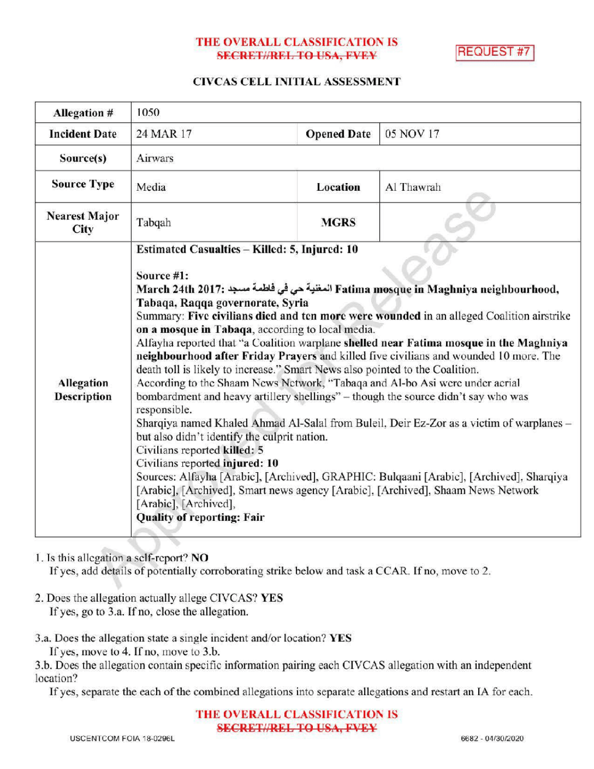THE OVERALL CLASSIFICATION IS
~~SECRET//REL TO USA, FVEY~~

REQUEST #7

## CIVCAS CELL INITIAL ASSESSMENT

| Allegation # | 1050 | | |
|---|---|---|---|
| Incident Date | 24 MAR 17 | Opened Date | 05 NOV 17 |
| Source(s) | Airwars | | |
| Source Type | Media | Location | Al Thawrah |
| Nearest Major City | Tabqah | MGRS | |
| Allegation Description | **Estimated Casualties – Killed: 5, Injured: 10**<br><br>**Source #1:**<br>**March 24th 2017: المغنية حي في فاطمة مسجد Fatima mosque in Maghniya neighbourhood, Tabaqa, Raqqa governorate, Syria**<br>Summary: **Five civilians died and ten more were wounded** in an alleged Coalition airstrike **on a mosque in Tabaqa**, according to local media.<br>Alfayha reported that "a Coalition warplane **shelled near Fatima mosque in the Maghniya neighbourhood after Friday Prayers** and killed five civilians and wounded 10 more. The death toll is likely to increase." Smart News also pointed to the Coalition.<br>According to the Shaam News Network, "Tabaqa and Al-bo Asi were under aerial bombardment and heavy artillery shellings" – though the source didn't say who was responsible.<br>Sharqiya named Khaled Ahmad Al-Salal from Buleil, Deir Ez-Zor as a victim of warplanes – but also didn't identify the culprit nation.<br>Civilians reported **killed: 5**<br>Civilians reported **injured: 10**<br>Sources: Alfayha [Arabic], [Archived], GRAPHIC: Bulqaani [Arabic], [Archived], Sharqiya [Arabic], [Archived], Smart news agency [Arabic], [Archived], Shaam News Network [Arabic], [Archived],<br>**Quality of reporting: Fair** | | |

1. Is this allegation a self-report? **NO**
   If yes, add details of potentially corroborating strike below and task a CCAR. If no, move to 2.

2. Does the allegation actually allege CIVCAS? **YES**
   If yes, go to 3.a. If no, close the allegation.

3.a. Does the allegation state a single incident and/or location? **YES**
   If yes, move to 4. If no, move to 3.b.

3.b. Does the allegation contain specific information pairing each CIVCAS allegation with an independent location?
   If yes, separate the each of the combined allegations into separate allegations and restart an IA for each.

THE OVERALL CLASSIFICATION IS
~~SECRET//REL TO USA, FVEY~~

USCENTCOM FOIA 18-0296L 6682 - 04/30/2020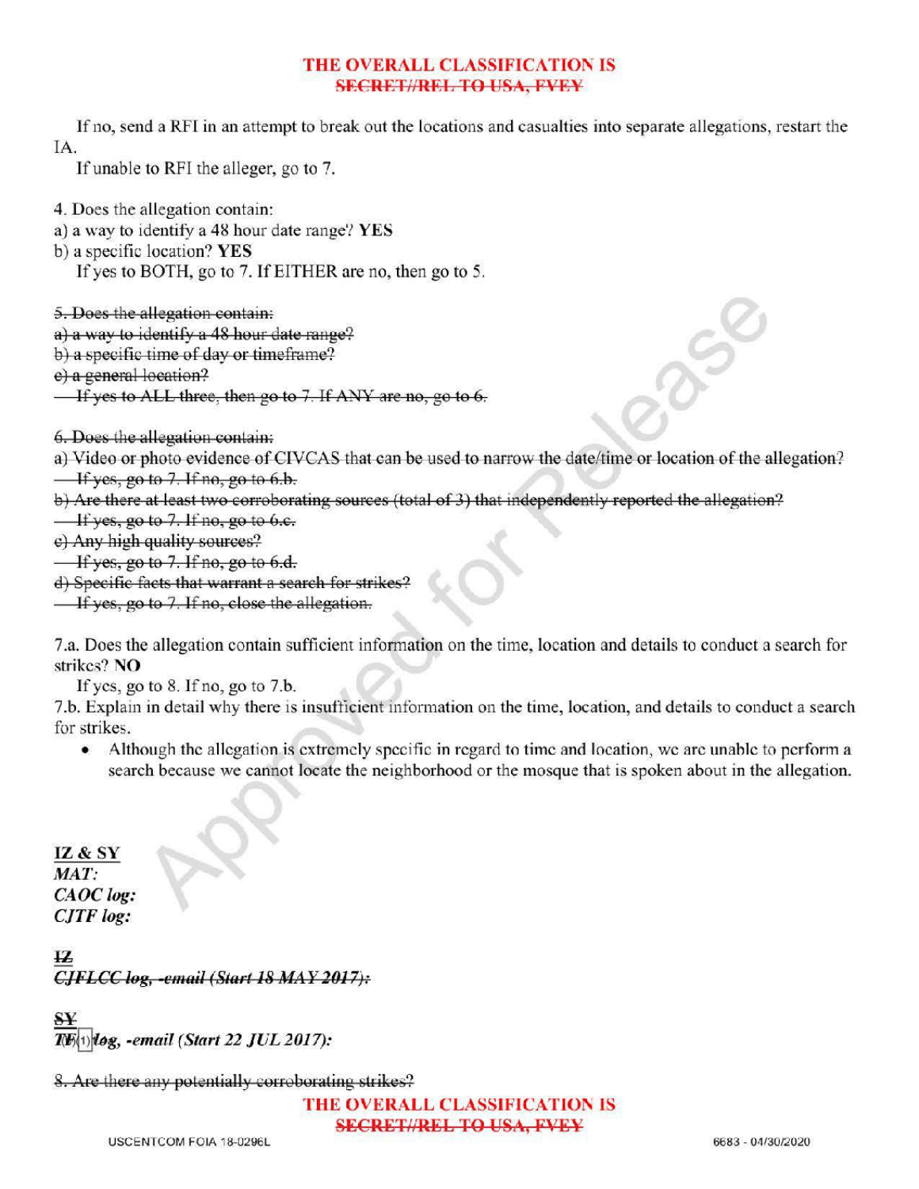If no, send a RFI in an attempt to break out the locations and casualties into separate allegations, restart the IA.

If unable to RFI the alleger, go to 7.

4. Does the allegation contain:
a) a way to identify a 48 hour date range? **YES**
b) a specific location? **YES**

If yes to BOTH, go to 7. If EITHER are no, then go to 5.

~~5. Does the allegation contain:~~
~~a) a way to identify a 48 hour date range?~~
~~b) a specific time of day or timeframe?~~
~~c) a general location?~~
~~If yes to ALL three, then go to 7. If ANY are no, go to 6.~~

~~6. Does the allegation contain:~~
~~a) Video or photo evidence of CIVCAS that can be used to narrow the date/time or location of the allegation?~~
~~If yes, go to 7. If no, go to 6.b.~~
~~b) Are there at least two corroborating sources (total of 3) that independently reported the allegation?~~
~~If yes, go to 7. If no, go to 6.c.~~
~~c) Any high quality sources?~~
~~If yes, go to 7. If no, go to 6.d.~~
~~d) Specific facts that warrant a search for strikes?~~
~~If yes, go to 7. If no, close the allegation.~~

7.a. Does the allegation contain sufficient information on the time, location and details to conduct a search for strikes? **NO**

If yes, go to 8. If no, go to 7.b.

7.b. Explain in detail why there is insufficient information on the time, location, and details to conduct a search for strikes.

- Although the allegation is extremely specific in regard to time and location, we are unable to perform a search because we cannot locate the neighborhood or the mosque that is spoken about in the allegation.

**IZ & SY**
***MAT:***
***CAOC log:***
***CJTF log:***

**~~IZ~~**
***~~CJFLCC log, -email (Start 18 MAY 2017):~~***

**~~SY~~**
***~~TF~~(b)(1) ~~log~~, -email (Start 22 JUL 2017):***

~~8. Are there any potentially corroborating strikes?~~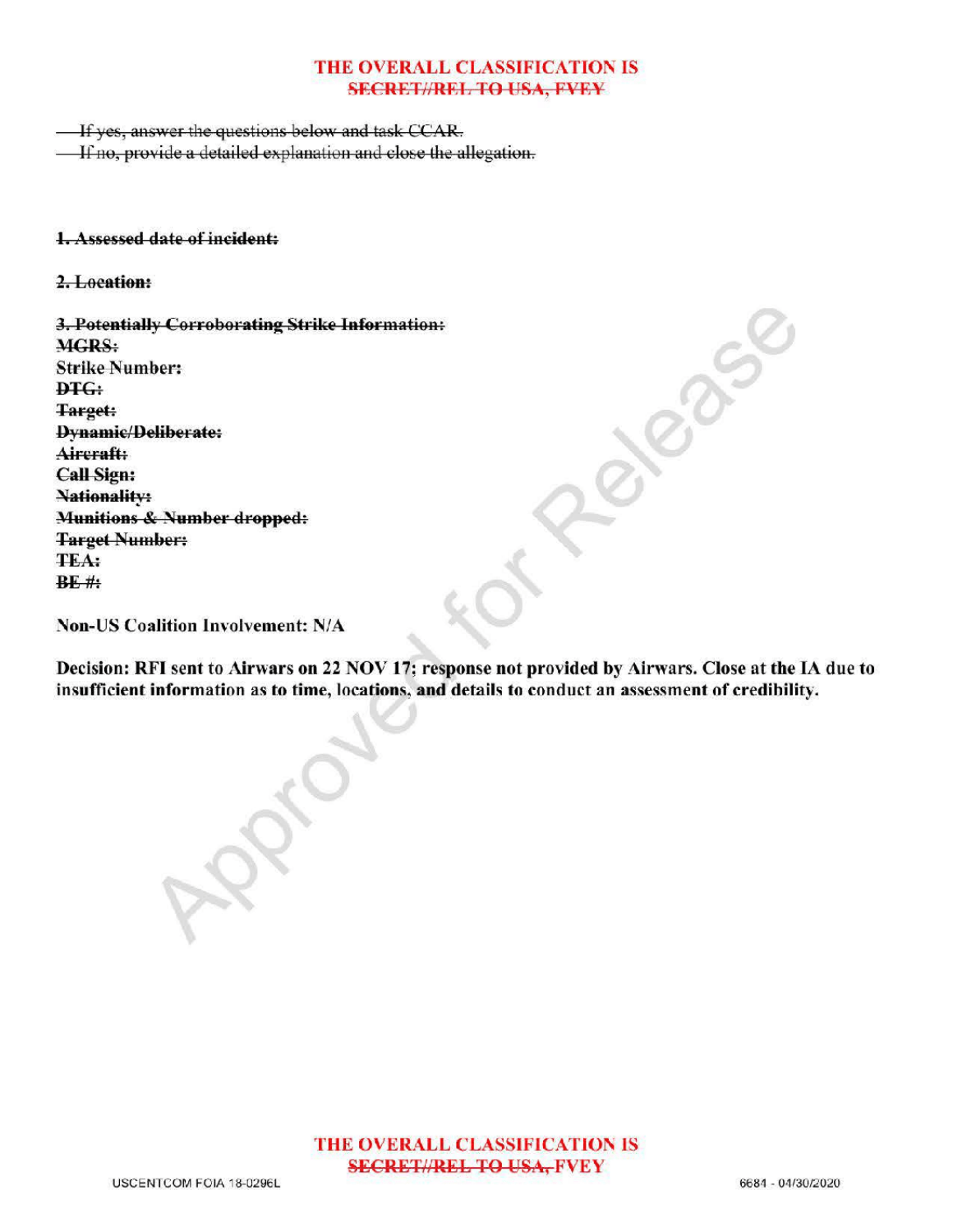~~If yes, answer the questions below and task CCAR.~~
~~If no, provide a detailed explanation and close the allegation.~~

**~~1. Assessed date of incident:~~**

**~~2. Location:~~**

**~~3. Potentially Corroborating Strike Information:~~**
**~~MGRS:~~**
**~~Strike Number:~~**
**~~DTG:~~**
**~~Target:~~**
**~~Dynamic/Deliberate:~~**
**~~Aircraft:~~**
**~~Call Sign:~~**
**~~Nationality:~~**
**~~Munitions & Number dropped:~~**
**~~Target Number:~~**
**~~TEA:~~**
**~~BE #:~~**

**Non-US Coalition Involvement: N/A**

**Decision: RFI sent to Airwars on 22 NOV 17; response not provided by Airwars. Close at the IA due to insufficient information as to time, locations, and details to conduct an assessment of credibility.**